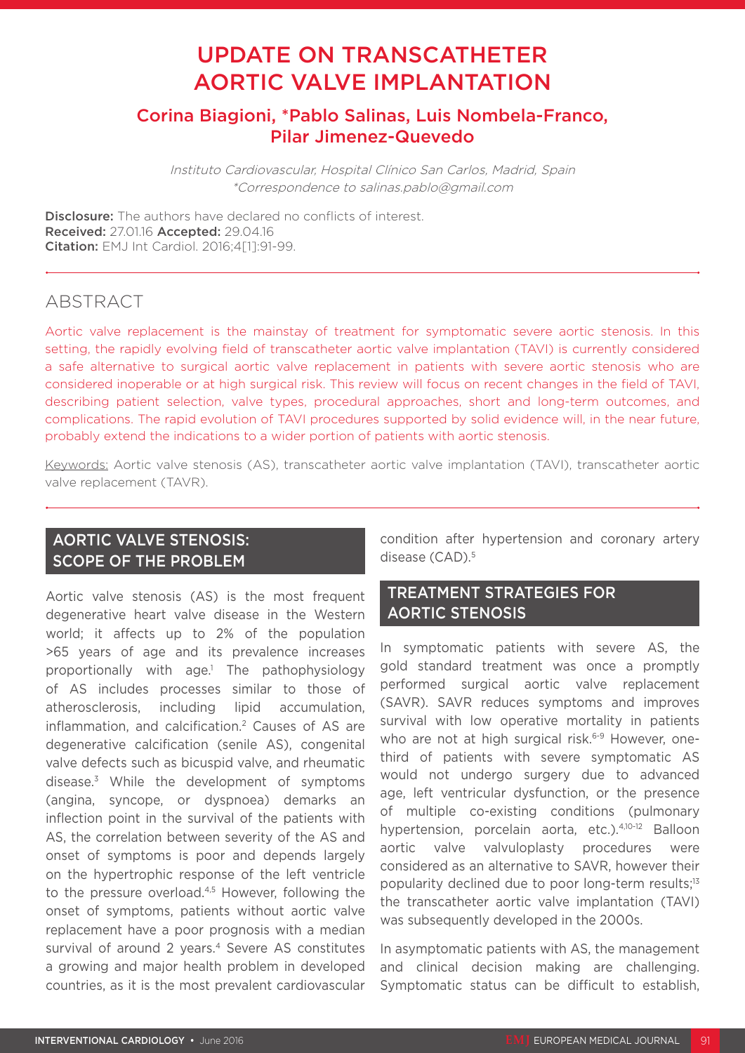# UPDATE ON TRANSCATHETER AORTIC VALVE IMPLANTATION

## Corina Biagioni, *Pablo Salinas, Luis Nombela-Franco, Pilar Jimenez-Quevedo

*Instituto Cardiovascular, Hospital Clínico San Carlos, Madrid, Spain*
*\*Correspondence to salinas.pablo@gmail.com*

**Disclosure:** The authors have declared no conflicts of interest.
**Received:** 27.01.16 **Accepted:** 29.04.16
**Citation:** EMJ Int Cardiol. 2016;4[1]:91-99.

## ABSTRACT

Aortic valve replacement is the mainstay of treatment for symptomatic severe aortic stenosis. In this setting, the rapidly evolving field of transcatheter aortic valve implantation (TAVI) is currently considered a safe alternative to surgical aortic valve replacement in patients with severe aortic stenosis who are considered inoperable or at high surgical risk. This review will focus on recent changes in the field of TAVI, describing patient selection, valve types, procedural approaches, short and long-term outcomes, and complications. The rapid evolution of TAVI procedures supported by solid evidence will, in the near future, probably extend the indications to a wider portion of patients with aortic stenosis.

Keywords: Aortic valve stenosis (AS), transcatheter aortic valve implantation (TAVI), transcatheter aortic valve replacement (TAVR).

## AORTIC VALVE STENOSIS: SCOPE OF THE PROBLEM

Aortic valve stenosis (AS) is the most frequent degenerative heart valve disease in the Western world; it affects up to 2% of the population >65 years of age and its prevalence increases proportionally with age.[1] The pathophysiology of AS includes processes similar to those of atherosclerosis, including lipid accumulation, inflammation, and calcification.[2] Causes of AS are degenerative calcification (senile AS), congenital valve defects such as bicuspid valve, and rheumatic disease.[3] While the development of symptoms (angina, syncope, or dyspnoea) demarks an inflection point in the survival of the patients with AS, the correlation between severity of the AS and onset of symptoms is poor and depends largely on the hypertrophic response of the left ventricle to the pressure overload.[4,5] However, following the onset of symptoms, patients without aortic valve replacement have a poor prognosis with a median survival of around 2 years.[4] Severe AS constitutes a growing and major health problem in developed countries, as it is the most prevalent cardiovascular condition after hypertension and coronary artery disease (CAD).[5]

## TREATMENT STRATEGIES FOR AORTIC STENOSIS

In symptomatic patients with severe AS, the gold standard treatment was once a promptly performed surgical aortic valve replacement (SAVR). SAVR reduces symptoms and improves survival with low operative mortality in patients who are not at high surgical risk.[6-9] However, one-third of patients with severe symptomatic AS would not undergo surgery due to advanced age, left ventricular dysfunction, or the presence of multiple co-existing conditions (pulmonary hypertension, porcelain aorta, etc.).[4,10-12] Balloon aortic valve valvuloplasty procedures were considered as an alternative to SAVR, however their popularity declined due to poor long-term results;[13] the transcatheter aortic valve implantation (TAVI) was subsequently developed in the 2000s.

In asymptomatic patients with AS, the management and clinical decision making are challenging. Symptomatic status can be difficult to establish,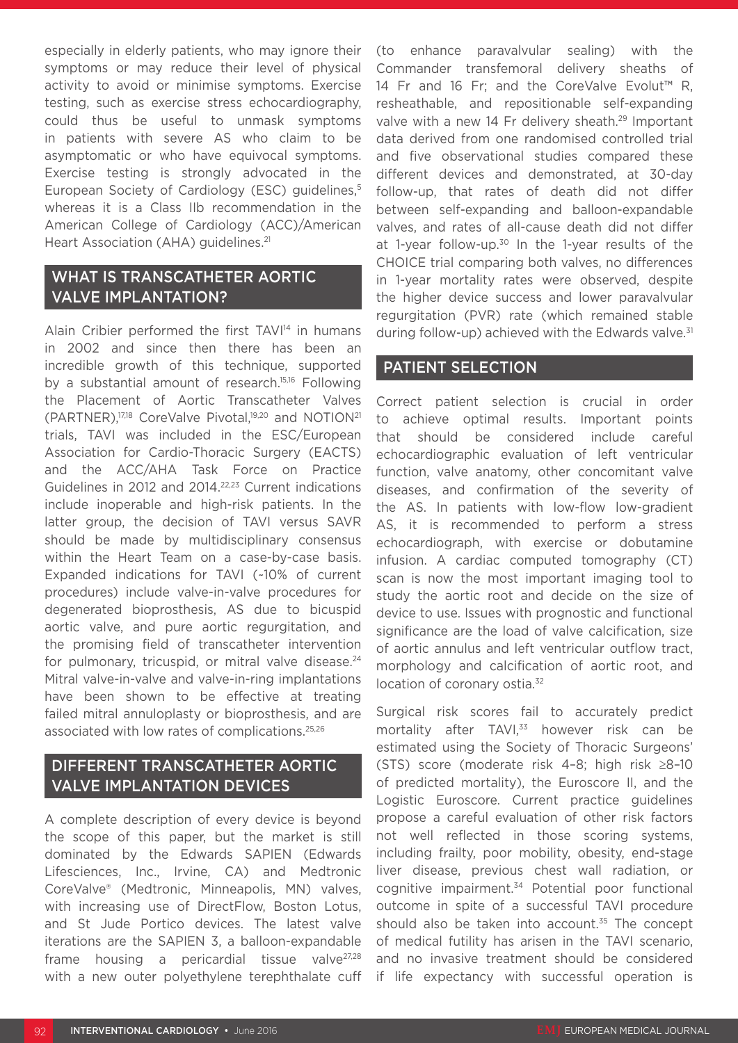especially in elderly patients, who may ignore their symptoms or may reduce their level of physical activity to avoid or minimise symptoms. Exercise testing, such as exercise stress echocardiography, could thus be useful to unmask symptoms in patients with severe AS who claim to be asymptomatic or who have equivocal symptoms. Exercise testing is strongly advocated in the European Society of Cardiology (ESC) guidelines,[5] whereas it is a Class IIb recommendation in the American College of Cardiology (ACC)/American Heart Association (AHA) guidelines.[21]

## WHAT IS TRANSCATHETER AORTIC VALVE IMPLANTATION?

Alain Cribier performed the first TAVI[14] in humans in 2002 and since then there has been an incredible growth of this technique, supported by a substantial amount of research.[15,16] Following the Placement of Aortic Transcatheter Valves (PARTNER),[17,18] CoreValve Pivotal,[19,20] and NOTION[21] trials, TAVI was included in the ESC/European Association for Cardio-Thoracic Surgery (EACTS) and the ACC/AHA Task Force on Practice Guidelines in 2012 and 2014.[22,23] Current indications include inoperable and high-risk patients. In the latter group, the decision of TAVI versus SAVR should be made by multidisciplinary consensus within the Heart Team on a case-by-case basis. Expanded indications for TAVI (~10% of current procedures) include valve-in-valve procedures for degenerated bioprosthesis, AS due to bicuspid aortic valve, and pure aortic regurgitation, and the promising field of transcatheter intervention for pulmonary, tricuspid, or mitral valve disease.[24] Mitral valve-in-valve and valve-in-ring implantations have been shown to be effective at treating failed mitral annuloplasty or bioprosthesis, and are associated with low rates of complications.[25,26]

## DIFFERENT TRANSCATHETER AORTIC VALVE IMPLANTATION DEVICES

A complete description of every device is beyond the scope of this paper, but the market is still dominated by the Edwards SAPIEN (Edwards Lifesciences, Inc., Irvine, CA) and Medtronic CoreValve® (Medtronic, Minneapolis, MN) valves, with increasing use of DirectFlow, Boston Lotus, and St Jude Portico devices. The latest valve iterations are the SAPIEN 3, a balloon-expandable frame housing a pericardial tissue valve[27,28] with a new outer polyethylene terephthalate cuff (to enhance paravalvular sealing) with the Commander transfemoral delivery sheaths of 14 Fr and 16 Fr; and the CoreValve Evolut™ R, resheathable, and repositionable self-expanding valve with a new 14 Fr delivery sheath.[29] Important data derived from one randomised controlled trial and five observational studies compared these different devices and demonstrated, at 30-day follow-up, that rates of death did not differ between self-expanding and balloon-expandable valves, and rates of all-cause death did not differ at 1-year follow-up.[30] In the 1-year results of the CHOICE trial comparing both valves, no differences in 1-year mortality rates were observed, despite the higher device success and lower paravalvular regurgitation (PVR) rate (which remained stable during follow-up) achieved with the Edwards valve.[31]

## PATIENT SELECTION

Correct patient selection is crucial in order to achieve optimal results. Important points that should be considered include careful echocardiographic evaluation of left ventricular function, valve anatomy, other concomitant valve diseases, and confirmation of the severity of the AS. In patients with low-flow low-gradient AS, it is recommended to perform a stress echocardiograph, with exercise or dobutamine infusion. A cardiac computed tomography (CT) scan is now the most important imaging tool to study the aortic root and decide on the size of device to use. Issues with prognostic and functional significance are the load of valve calcification, size of aortic annulus and left ventricular outflow tract, morphology and calcification of aortic root, and location of coronary ostia.[32]

Surgical risk scores fail to accurately predict mortality after TAVI,[33] however risk can be estimated using the Society of Thoracic Surgeons' (STS) score (moderate risk 4–8; high risk ≥8–10 of predicted mortality), the Euroscore II, and the Logistic Euroscore. Current practice guidelines propose a careful evaluation of other risk factors not well reflected in those scoring systems, including frailty, poor mobility, obesity, end-stage liver disease, previous chest wall radiation, or cognitive impairment.[34] Potential poor functional outcome in spite of a successful TAVI procedure should also be taken into account.[35] The concept of medical futility has arisen in the TAVI scenario, and no invasive treatment should be considered if life expectancy with successful operation is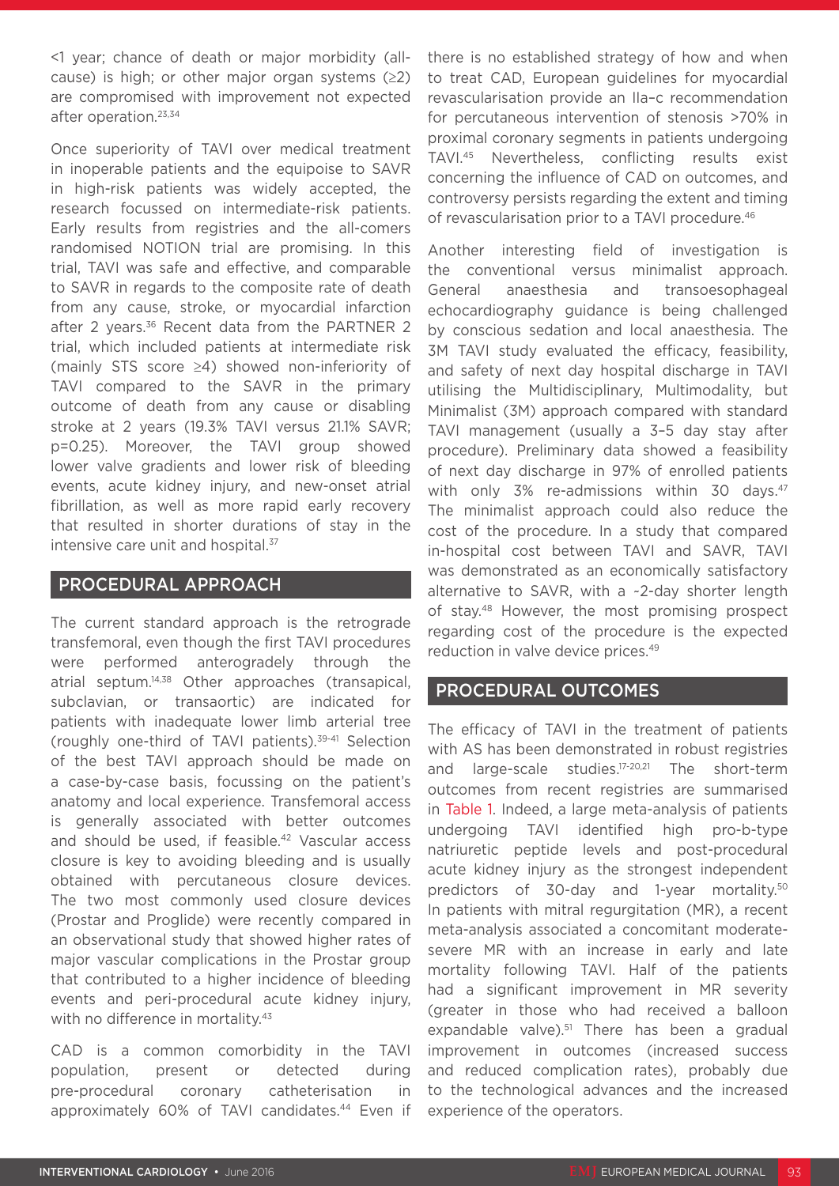<1 year; chance of death or major morbidity (all-cause) is high; or other major organ systems (≥2) are compromised with improvement not expected after operation.[23,34]

Once superiority of TAVI over medical treatment in inoperable patients and the equipoise to SAVR in high-risk patients was widely accepted, the research focussed on intermediate-risk patients. Early results from registries and the all-comers randomised NOTION trial are promising. In this trial, TAVI was safe and effective, and comparable to SAVR in regards to the composite rate of death from any cause, stroke, or myocardial infarction after 2 years.[36] Recent data from the PARTNER 2 trial, which included patients at intermediate risk (mainly STS score ≥4) showed non-inferiority of TAVI compared to the SAVR in the primary outcome of death from any cause or disabling stroke at 2 years (19.3% TAVI versus 21.1% SAVR; p=0.25). Moreover, the TAVI group showed lower valve gradients and lower risk of bleeding events, acute kidney injury, and new-onset atrial fibrillation, as well as more rapid early recovery that resulted in shorter durations of stay in the intensive care unit and hospital.[37]

## PROCEDURAL APPROACH

The current standard approach is the retrograde transfemoral, even though the first TAVI procedures were performed anterogradely through the atrial septum.[14,38] Other approaches (transapical, subclavian, or transaortic) are indicated for patients with inadequate lower limb arterial tree (roughly one-third of TAVI patients).[39-41] Selection of the best TAVI approach should be made on a case-by-case basis, focussing on the patient's anatomy and local experience. Transfemoral access is generally associated with better outcomes and should be used, if feasible.[42] Vascular access closure is key to avoiding bleeding and is usually obtained with percutaneous closure devices. The two most commonly used closure devices (Prostar and Proglide) were recently compared in an observational study that showed higher rates of major vascular complications in the Prostar group that contributed to a higher incidence of bleeding events and peri-procedural acute kidney injury, with no difference in mortality.[43]

CAD is a common comorbidity in the TAVI population, present or detected during pre-procedural coronary catheterisation in approximately 60% of TAVI candidates.[44] Even if there is no established strategy of how and when to treat CAD, European guidelines for myocardial revascularisation provide an IIa–c recommendation for percutaneous intervention of stenosis >70% in proximal coronary segments in patients undergoing TAVI.[45] Nevertheless, conflicting results exist concerning the influence of CAD on outcomes, and controversy persists regarding the extent and timing of revascularisation prior to a TAVI procedure.[46]

Another interesting field of investigation is the conventional versus minimalist approach. General anaesthesia and transoesophageal echocardiography guidance is being challenged by conscious sedation and local anaesthesia. The 3M TAVI study evaluated the efficacy, feasibility, and safety of next day hospital discharge in TAVI utilising the Multidisciplinary, Multimodality, but Minimalist (3M) approach compared with standard TAVI management (usually a 3–5 day stay after procedure). Preliminary data showed a feasibility of next day discharge in 97% of enrolled patients with only 3% re-admissions within 30 days.[47] The minimalist approach could also reduce the cost of the procedure. In a study that compared in-hospital cost between TAVI and SAVR, TAVI was demonstrated as an economically satisfactory alternative to SAVR, with a ~2-day shorter length of stay.[48] However, the most promising prospect regarding cost of the procedure is the expected reduction in valve device prices.[49]

## PROCEDURAL OUTCOMES

The efficacy of TAVI in the treatment of patients with AS has been demonstrated in robust registries and large-scale studies.[17-20,21] The short-term outcomes from recent registries are summarised in Table 1. Indeed, a large meta-analysis of patients undergoing TAVI identified high pro-b-type natriuretic peptide levels and post-procedural acute kidney injury as the strongest independent predictors of 30-day and 1-year mortality.[50] In patients with mitral regurgitation (MR), a recent meta-analysis associated a concomitant moderate-severe MR with an increase in early and late mortality following TAVI. Half of the patients had a significant improvement in MR severity (greater in those who had received a balloon expandable valve).[51] There has been a gradual improvement in outcomes (increased success and reduced complication rates), probably due to the technological advances and the increased experience of the operators.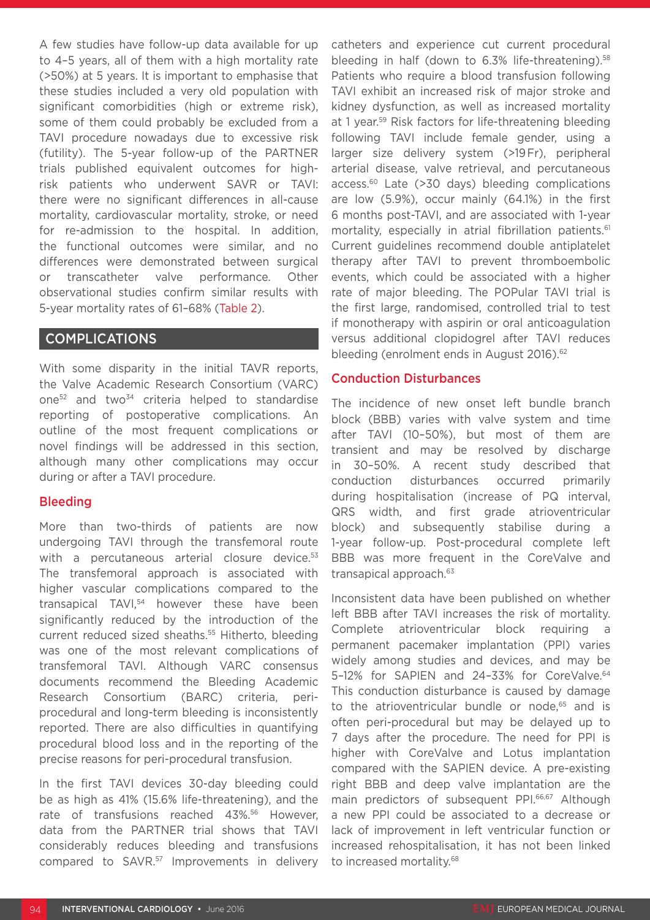A few studies have follow-up data available for up to 4–5 years, all of them with a high mortality rate (>50%) at 5 years. It is important to emphasise that these studies included a very old population with significant comorbidities (high or extreme risk), some of them could probably be excluded from a TAVI procedure nowadays due to excessive risk (futility). The 5-year follow-up of the PARTNER trials published equivalent outcomes for high-risk patients who underwent SAVR or TAVI: there were no significant differences in all-cause mortality, cardiovascular mortality, stroke, or need for re-admission to the hospital. In addition, the functional outcomes were similar, and no differences were demonstrated between surgical or transcatheter valve performance. Other observational studies confirm similar results with 5-year mortality rates of 61–68% (Table 2).

## COMPLICATIONS

With some disparity in the initial TAVR reports, the Valve Academic Research Consortium (VARC) one[52] and two[34] criteria helped to standardise reporting of postoperative complications. An outline of the most frequent complications or novel findings will be addressed in this section, although many other complications may occur during or after a TAVI procedure.

### Bleeding

More than two-thirds of patients are now undergoing TAVI through the transfemoral route with a percutaneous arterial closure device.[53] The transfemoral approach is associated with higher vascular complications compared to the transapical TAVI,[54] however these have been significantly reduced by the introduction of the current reduced sized sheaths.[55] Hitherto, bleeding was one of the most relevant complications of transfemoral TAVI. Although VARC consensus documents recommend the Bleeding Academic Research Consortium (BARC) criteria, peri-procedural and long-term bleeding is inconsistently reported. There are also difficulties in quantifying procedural blood loss and in the reporting of the precise reasons for peri-procedural transfusion.

In the first TAVI devices 30-day bleeding could be as high as 41% (15.6% life-threatening), and the rate of transfusions reached 43%.[56] However, data from the PARTNER trial shows that TAVI considerably reduces bleeding and transfusions compared to SAVR.[57] Improvements in delivery catheters and experience cut current procedural bleeding in half (down to 6.3% life-threatening).[58] Patients who require a blood transfusion following TAVI exhibit an increased risk of major stroke and kidney dysfunction, as well as increased mortality at 1 year.[59] Risk factors for life-threatening bleeding following TAVI include female gender, using a larger size delivery system (>19 Fr), peripheral arterial disease, valve retrieval, and percutaneous access.[60] Late (>30 days) bleeding complications are low (5.9%), occur mainly (64.1%) in the first 6 months post-TAVI, and are associated with 1-year mortality, especially in atrial fibrillation patients.[61] Current guidelines recommend double antiplatelet therapy after TAVI to prevent thromboembolic events, which could be associated with a higher rate of major bleeding. The POPular TAVI trial is the first large, randomised, controlled trial to test if monotherapy with aspirin or oral anticoagulation versus additional clopidogrel after TAVI reduces bleeding (enrolment ends in August 2016).[62]

### Conduction Disturbances

The incidence of new onset left bundle branch block (BBB) varies with valve system and time after TAVI (10–50%), but most of them are transient and may be resolved by discharge in 30–50%. A recent study described that conduction disturbances occurred primarily during hospitalisation (increase of PQ interval, QRS width, and first grade atrioventricular block) and subsequently stabilise during a 1-year follow-up. Post-procedural complete left BBB was more frequent in the CoreValve and transapical approach.[63]

Inconsistent data have been published on whether left BBB after TAVI increases the risk of mortality. Complete atrioventricular block requiring a permanent pacemaker implantation (PPI) varies widely among studies and devices, and may be 5–12% for SAPIEN and 24–33% for CoreValve.[64] This conduction disturbance is caused by damage to the atrioventricular bundle or node,[65] and is often peri-procedural but may be delayed up to 7 days after the procedure. The need for PPI is higher with CoreValve and Lotus implantation compared with the SAPIEN device. A pre-existing right BBB and deep valve implantation are the main predictors of subsequent PPI.[66,67] Although a new PPI could be associated to a decrease or lack of improvement in left ventricular function or increased rehospitalisation, it has not been linked to increased mortality.[68]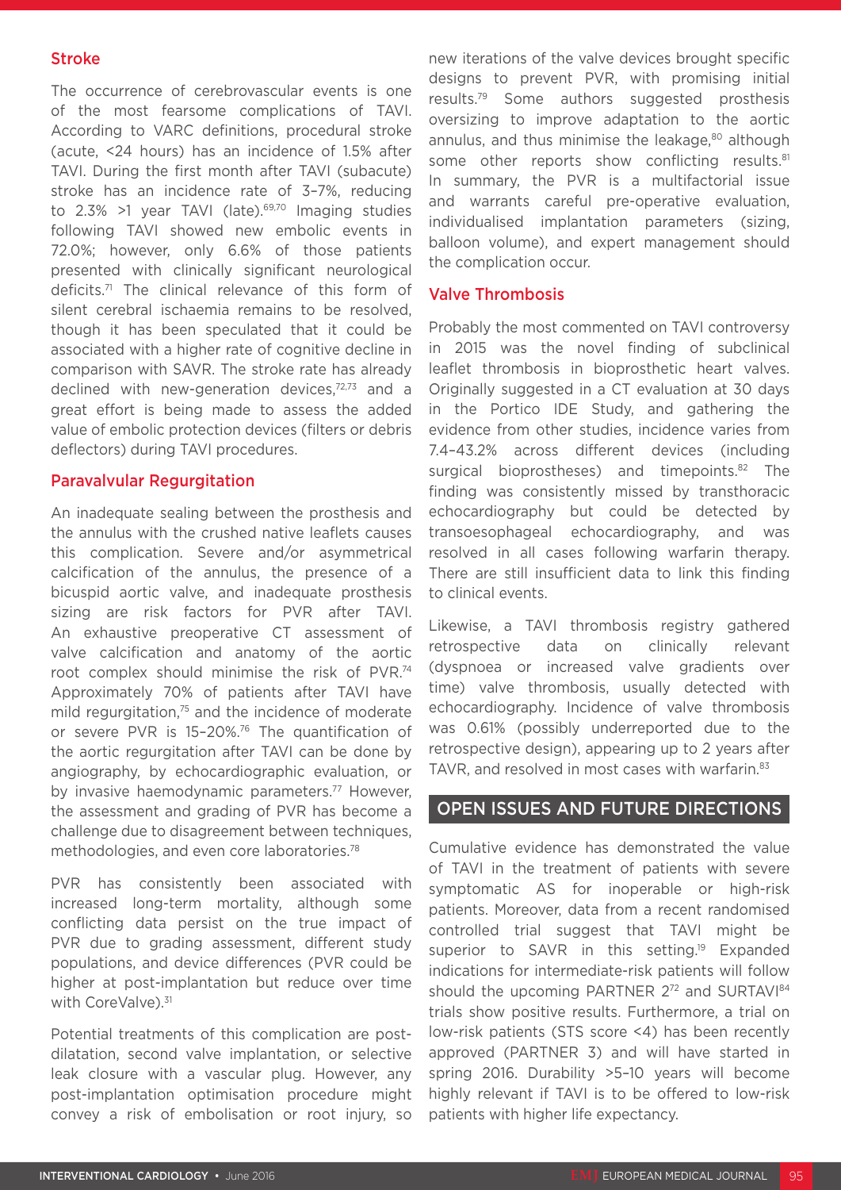### Stroke

The occurrence of cerebrovascular events is one of the most fearsome complications of TAVI. According to VARC definitions, procedural stroke (acute, <24 hours) has an incidence of 1.5% after TAVI. During the first month after TAVI (subacute) stroke has an incidence rate of 3–7%, reducing to 2.3% >1 year TAVI (late).[69,70] Imaging studies following TAVI showed new embolic events in 72.0%; however, only 6.6% of those patients presented with clinically significant neurological deficits.[71] The clinical relevance of this form of silent cerebral ischaemia remains to be resolved, though it has been speculated that it could be associated with a higher rate of cognitive decline in comparison with SAVR. The stroke rate has already declined with new-generation devices,[72,73] and a great effort is being made to assess the added value of embolic protection devices (filters or debris deflectors) during TAVI procedures.

### Paravalvular Regurgitation

An inadequate sealing between the prosthesis and the annulus with the crushed native leaflets causes this complication. Severe and/or asymmetrical calcification of the annulus, the presence of a bicuspid aortic valve, and inadequate prosthesis sizing are risk factors for PVR after TAVI. An exhaustive preoperative CT assessment of valve calcification and anatomy of the aortic root complex should minimise the risk of PVR.[74] Approximately 70% of patients after TAVI have mild regurgitation,[75] and the incidence of moderate or severe PVR is 15–20%.[76] The quantification of the aortic regurgitation after TAVI can be done by angiography, by echocardiographic evaluation, or by invasive haemodynamic parameters.[77] However, the assessment and grading of PVR has become a challenge due to disagreement between techniques, methodologies, and even core laboratories.[78]

PVR has consistently been associated with increased long-term mortality, although some conflicting data persist on the true impact of PVR due to grading assessment, different study populations, and device differences (PVR could be higher at post-implantation but reduce over time with CoreValve).[31]

Potential treatments of this complication are post-dilatation, second valve implantation, or selective leak closure with a vascular plug. However, any post-implantation optimisation procedure might convey a risk of embolisation or root injury, so new iterations of the valve devices brought specific designs to prevent PVR, with promising initial results.[79] Some authors suggested prosthesis oversizing to improve adaptation to the aortic annulus, and thus minimise the leakage,[80] although some other reports show conflicting results.[81] In summary, the PVR is a multifactorial issue and warrants careful pre-operative evaluation, individualised implantation parameters (sizing, balloon volume), and expert management should the complication occur.

### Valve Thrombosis

Probably the most commented on TAVI controversy in 2015 was the novel finding of subclinical leaflet thrombosis in bioprosthetic heart valves. Originally suggested in a CT evaluation at 30 days in the Portico IDE Study, and gathering the evidence from other studies, incidence varies from 7.4–43.2% across different devices (including surgical bioprostheses) and timepoints.[82] The finding was consistently missed by transthoracic echocardiography but could be detected by transoesophageal echocardiography, and was resolved in all cases following warfarin therapy. There are still insufficient data to link this finding to clinical events.

Likewise, a TAVI thrombosis registry gathered retrospective data on clinically relevant (dyspnoea or increased valve gradients over time) valve thrombosis, usually detected with echocardiography. Incidence of valve thrombosis was 0.61% (possibly underreported due to the retrospective design), appearing up to 2 years after TAVR, and resolved in most cases with warfarin.[83]

## OPEN ISSUES AND FUTURE DIRECTIONS

Cumulative evidence has demonstrated the value of TAVI in the treatment of patients with severe symptomatic AS for inoperable or high-risk patients. Moreover, data from a recent randomised controlled trial suggest that TAVI might be superior to SAVR in this setting.[19] Expanded indications for intermediate-risk patients will follow should the upcoming PARTNER 2[72] and SURTAVI[84] trials show positive results. Furthermore, a trial on low-risk patients (STS score <4) has been recently approved (PARTNER 3) and will have started in spring 2016. Durability >5–10 years will become highly relevant if TAVI is to be offered to low-risk patients with higher life expectancy.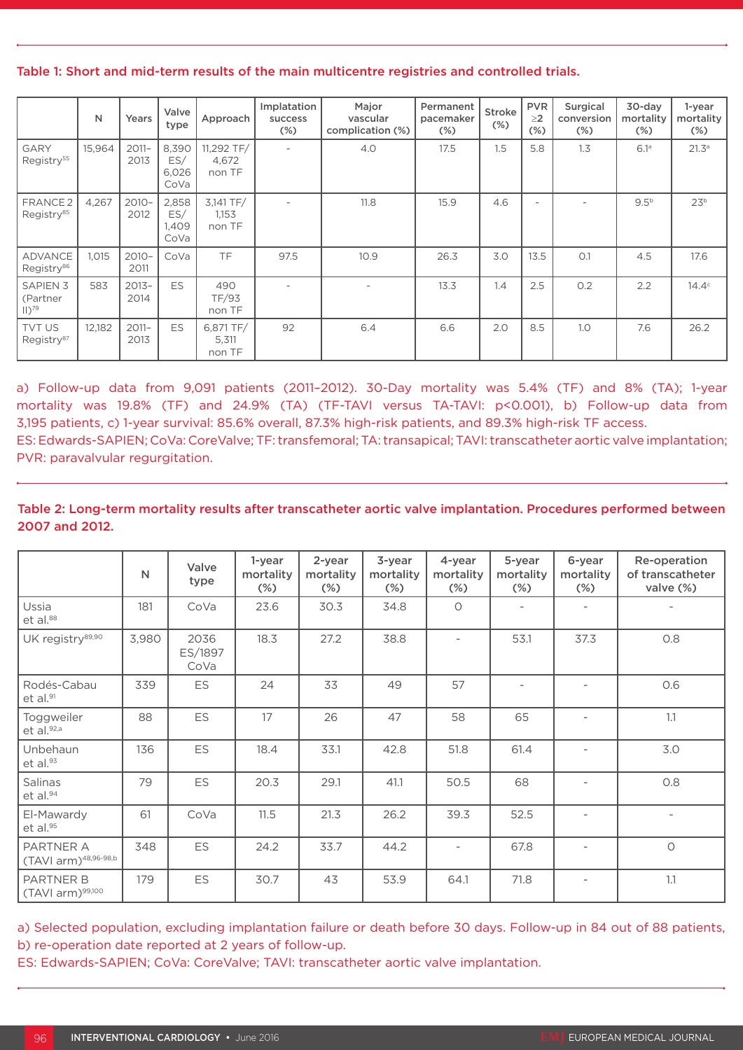**Table 1: Short and mid-term results of the main multicentre registries and controlled trials.**

| | N | Years | Valve type | Approach | Implatation success (%) | Major vascular complication (%) | Permanent pacemaker (%) | Stroke (%) | PVR ≥2 (%) | Surgical conversion (%) | 30-day mortality (%) | 1-year mortality (%) |
|---|---|---|---|---|---|---|---|---|---|---|---|---|
| GARY Registry[55] | 15,964 | 2011–2013 | 8,390 ES/ 6,026 CoVa | 11,292 TF/ 4,672 non TF | - | 4.0 | 17.5 | 1.5 | 5.8 | 1.3 | 6.1[a] | 21.3[a] |
| FRANCE 2 Registry[85] | 4,267 | 2010–2012 | 2,858 ES/ 1,409 CoVa | 3,141 TF/ 1,153 non TF | - | 11.8 | 15.9 | 4.6 | - | - | 9.5[b] | 23[b] |
| ADVANCE Registry[86] | 1,015 | 2010–2011 | CoVa | TF | 97.5 | 10.9 | 26.3 | 3.0 | 13.5 | 0.1 | 4.5 | 17.6 |
| SAPIEN 3 (Partner II)[79] | 583 | 2013–2014 | ES | 490 TF/93 non TF | - | - | 13.3 | 1.4 | 2.5 | 0.2 | 2.2 | 14.4[c] |
| TVT US Registry[87] | 12,182 | 2011–2013 | ES | 6,871 TF/ 5,311 non TF | 92 | 6.4 | 6.6 | 2.0 | 8.5 | 1.0 | 7.6 | 26.2 |

a) Follow-up data from 9,091 patients (2011–2012). 30-Day mortality was 5.4% (TF) and 8% (TA); 1-year mortality was 19.8% (TF) and 24.9% (TA) (TF-TAVI versus TA-TAVI: $p<0.001$), b) Follow-up data from 3,195 patients, c) 1-year survival: 85.6% overall, 87.3% high-risk patients, and 89.3% high-risk TF access.
ES: Edwards-SAPIEN; CoVa: CoreValve; TF: transfemoral; TA: transapical; TAVI: transcatheter aortic valve implantation; PVR: paravalvular regurgitation.

**Table 2: Long-term mortality results after transcatheter aortic valve implantation. Procedures performed between 2007 and 2012.**

| | N | Valve type | 1-year mortality (%) | 2-year mortality (%) | 3-year mortality (%) | 4-year mortality (%) | 5-year mortality (%) | 6-year mortality (%) | Re-operation of transcatheter valve (%) |
|---|---|---|---|---|---|---|---|---|---|
| Ussia et al.[88] | 181 | CoVa | 23.6 | 30.3 | 34.8 | 0 | - | - | - |
| UK registry[89,90] | 3,980 | 2036 ES/1897 CoVa | 18.3 | 27.2 | 38.8 | - | 53.1 | 37.3 | 0.8 |
| Rodés-Cabau et al.[91] | 339 | ES | 24 | 33 | 49 | 57 | - | - | 0.6 |
| Toggweiler et al.[92,a] | 88 | ES | 17 | 26 | 47 | 58 | 65 | - | 1.1 |
| Unbehaun et al.[93] | 136 | ES | 18.4 | 33.1 | 42.8 | 51.8 | 61.4 | - | 3.0 |
| Salinas et al.[94] | 79 | ES | 20.3 | 29.1 | 41.1 | 50.5 | 68 | - | 0.8 |
| El-Mawardy et al.[95] | 61 | CoVa | 11.5 | 21.3 | 26.2 | 39.3 | 52.5 | - | - |
| PARTNER A (TAVI arm)[48,96-98,b] | 348 | ES | 24.2 | 33.7 | 44.2 | - | 67.8 | - | 0 |
| PARTNER B (TAVI arm)[99,100] | 179 | ES | 30.7 | 43 | 53.9 | 64.1 | 71.8 | - | 1.1 |

a) Selected population, excluding implantation failure or death before 30 days. Follow-up in 84 out of 88 patients, b) re-operation date reported at 2 years of follow-up.
ES: Edwards-SAPIEN; CoVa: CoreValve; TAVI: transcatheter aortic valve implantation.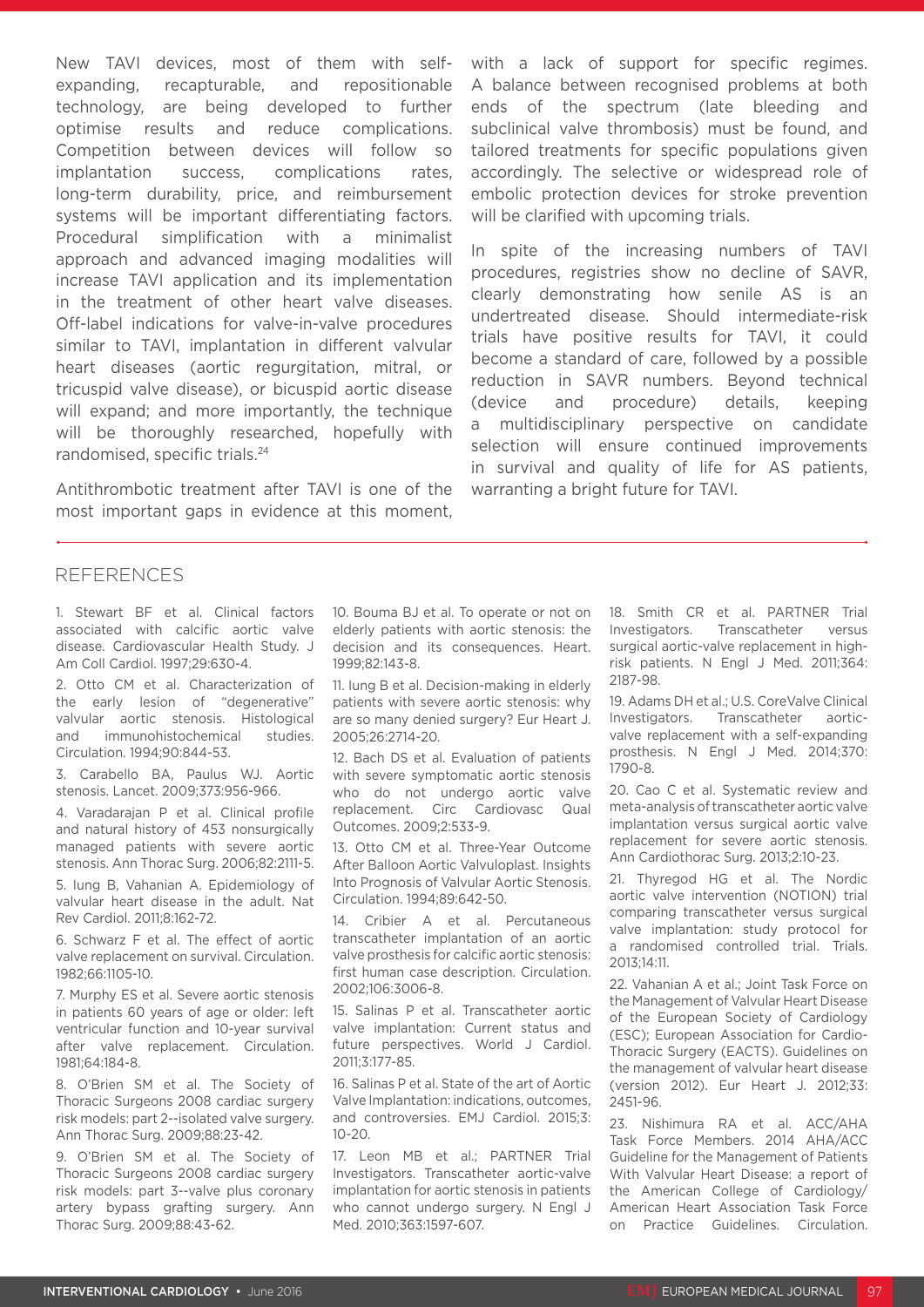New TAVI devices, most of them with self-expanding, recapturable, and repositionable technology, are being developed to further optimise results and reduce complications. Competition between devices will follow so implantation success, complications rates, long-term durability, price, and reimbursement systems will be important differentiating factors. Procedural simplification with a minimalist approach and advanced imaging modalities will increase TAVI application and its implementation in the treatment of other heart valve diseases. Off-label indications for valve-in-valve procedures similar to TAVI, implantation in different valvular heart diseases (aortic regurgitation, mitral, or tricuspid valve disease), or bicuspid aortic disease will expand; and more importantly, the technique will be thoroughly researched, hopefully with randomised, specific trials.[24]

Antithrombotic treatment after TAVI is one of the most important gaps in evidence at this moment, with a lack of support for specific regimes. A balance between recognised problems at both ends of the spectrum (late bleeding and subclinical valve thrombosis) must be found, and tailored treatments for specific populations given accordingly. The selective or widespread role of embolic protection devices for stroke prevention will be clarified with upcoming trials.

In spite of the increasing numbers of TAVI procedures, registries show no decline of SAVR, clearly demonstrating how senile AS is an undertreated disease. Should intermediate-risk trials have positive results for TAVI, it could become a standard of care, followed by a possible reduction in SAVR numbers. Beyond technical (device and procedure) details, keeping a multidisciplinary perspective on candidate selection will ensure continued improvements in survival and quality of life for AS patients, warranting a bright future for TAVI.

## REFERENCES

1. Stewart BF et al. Clinical factors associated with calcific aortic valve disease. Cardiovascular Health Study. J Am Coll Cardiol. 1997;29:630-4.

2. Otto CM et al. Characterization of the early lesion of "degenerative" valvular aortic stenosis. Histological and immunohistochemical studies. Circulation. 1994;90:844-53.

3. Carabello BA, Paulus WJ. Aortic stenosis. Lancet. 2009;373:956-966.

4. Varadarajan P et al. Clinical profile and natural history of 453 nonsurgically managed patients with severe aortic stenosis. Ann Thorac Surg. 2006;82:2111-5.

5. Iung B, Vahanian A. Epidemiology of valvular heart disease in the adult. Nat Rev Cardiol. 2011;8:162-72.

6. Schwarz F et al. The effect of aortic valve replacement on survival. Circulation. 1982;66:1105-10.

7. Murphy ES et al. Severe aortic stenosis in patients 60 years of age or older: left ventricular function and 10-year survival after valve replacement. Circulation. 1981;64:184-8.

8. O'Brien SM et al. The Society of Thoracic Surgeons 2008 cardiac surgery risk models: part 2--isolated valve surgery. Ann Thorac Surg. 2009;88:23-42.

9. O'Brien SM et al. The Society of Thoracic Surgeons 2008 cardiac surgery risk models: part 3--valve plus coronary artery bypass grafting surgery. Ann Thorac Surg. 2009;88:43-62.

10. Bouma BJ et al. To operate or not on elderly patients with aortic stenosis: the decision and its consequences. Heart. 1999;82:143-8.

11. Iung B et al. Decision-making in elderly patients with severe aortic stenosis: why are so many denied surgery? Eur Heart J. 2005;26:2714-20.

12. Bach DS et al. Evaluation of patients with severe symptomatic aortic stenosis who do not undergo aortic valve replacement. Circ Cardiovasc Qual Outcomes. 2009;2:533-9.

13. Otto CM et al. Three-Year Outcome After Balloon Aortic Valvuloplast. Insights Into Prognosis of Valvular Aortic Stenosis. Circulation. 1994;89:642-50.

14. Cribier A et al. Percutaneous transcatheter implantation of an aortic valve prosthesis for calcific aortic stenosis: first human case description. Circulation. 2002;106:3006-8.

15. Salinas P et al. Transcatheter aortic valve implantation: Current status and future perspectives. World J Cardiol. 2011;3:177-85.

16. Salinas P et al. State of the art of Aortic Valve Implantation: indications, outcomes, and controversies. EMJ Cardiol. 2015;3:10-20.

17. Leon MB et al.; PARTNER Trial Investigators. Transcatheter aortic-valve implantation for aortic stenosis in patients who cannot undergo surgery. N Engl J Med. 2010;363:1597-607.

18. Smith CR et al. PARTNER Trial Investigators. Transcatheter versus surgical aortic-valve replacement in high-risk patients. N Engl J Med. 2011;364:2187-98.

19. Adams DH et al.; U.S. CoreValve Clinical Investigators. Transcatheter aortic-valve replacement with a self-expanding prosthesis. N Engl J Med. 2014;370:1790-8.

20. Cao C et al. Systematic review and meta-analysis of transcatheter aortic valve implantation versus surgical aortic valve replacement for severe aortic stenosis. Ann Cardiothorac Surg. 2013;2:10-23.

21. Thyregod HG et al. The Nordic aortic valve intervention (NOTION) trial comparing transcatheter versus surgical valve implantation: study protocol for a randomised controlled trial. Trials. 2013;14:11.

22. Vahanian A et al.; Joint Task Force on the Management of Valvular Heart Disease of the European Society of Cardiology (ESC); European Association for Cardio-Thoracic Surgery (EACTS). Guidelines on the management of valvular heart disease (version 2012). Eur Heart J. 2012;33:2451-96.

23. Nishimura RA et al. ACC/AHA Task Force Members. 2014 AHA/ACC Guideline for the Management of Patients With Valvular Heart Disease: a report of the American College of Cardiology/American Heart Association Task Force on Practice Guidelines. Circulation.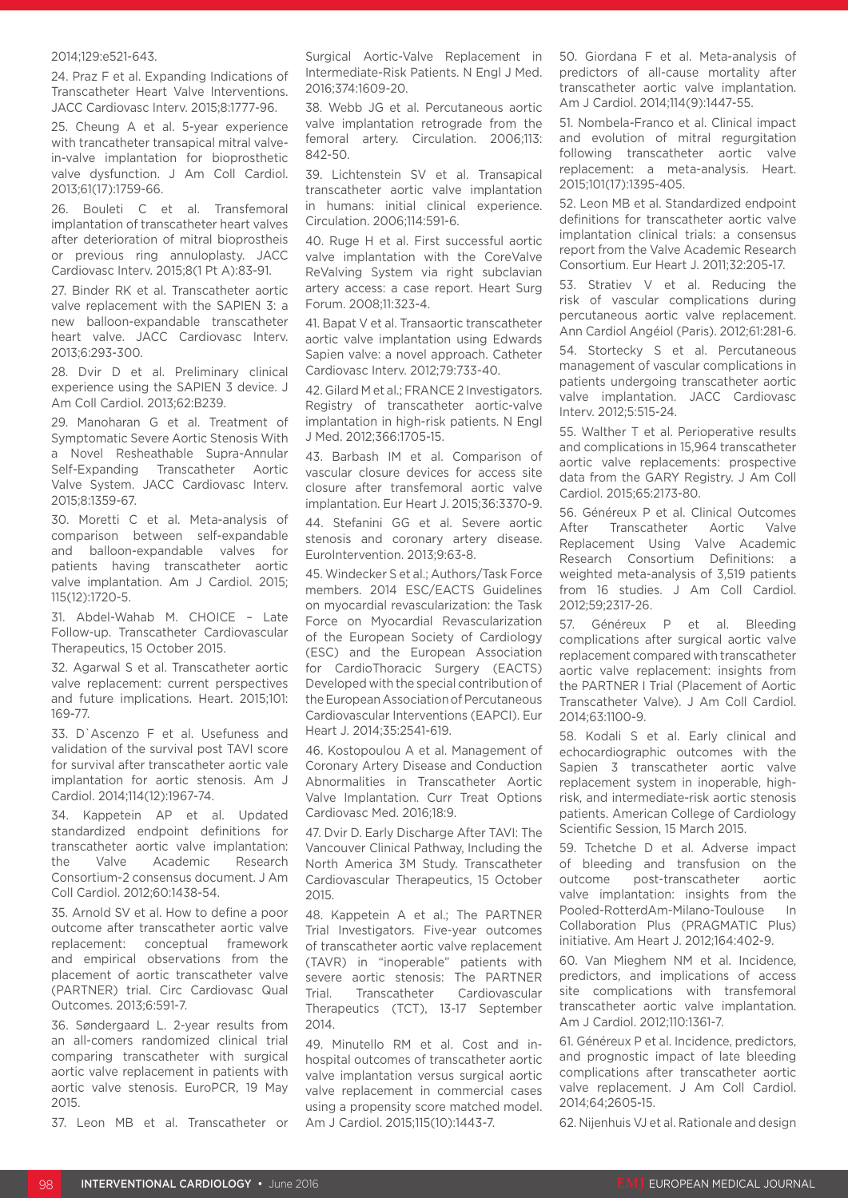2014;129:e521-643.

24. Praz F et al. Expanding Indications of Transcatheter Heart Valve Interventions. JACC Cardiovasc Interv. 2015;8:1777-96.

25. Cheung A et al. 5-year experience with trancatheter transapical mitral valve-in-valve implantation for bioprosthetic valve dysfunction. J Am Coll Cardiol. 2013;61(17):1759-66.

26. Bouleti C et al. Transfemoral implantation of transcatheter heart valves after deterioration of mitral bioprostheis or previous ring annuloplasty. JACC Cardiovasc Interv. 2015;8(1 Pt A):83-91.

27. Binder RK et al. Transcatheter aortic valve replacement with the SAPIEN 3: a new balloon-expandable transcatheter heart valve. JACC Cardiovasc Interv. 2013;6:293-300.

28. Dvir D et al. Preliminary clinical experience using the SAPIEN 3 device. J Am Coll Cardiol. 2013;62:B239.

29. Manoharan G et al. Treatment of Symptomatic Severe Aortic Stenosis With a Novel Resheathable Supra-Annular Self-Expanding Transcatheter Aortic Valve System. JACC Cardiovasc Interv. 2015;8:1359-67.

30. Moretti C et al. Meta-analysis of comparison between self-expandable and balloon-expandable valves for patients having transcatheter aortic valve implantation. Am J Cardiol. 2015; 115(12):1720-5.

31. Abdel-Wahab M. CHOICE – Late Follow-up. Transcatheter Cardiovascular Therapeutics, 15 October 2015.

32. Agarwal S et al. Transcatheter aortic valve replacement: current perspectives and future implications. Heart. 2015;101: 169-77.

33. D`Ascenzo F et al. Usefuness and validation of the survival post TAVI score for survival after transcatheter aortic vale implantation for aortic stenosis. Am J Cardiol. 2014;114(12):1967-74.

34. Kappetein AP et al. Updated standardized endpoint definitions for transcatheter aortic valve implantation: the Valve Academic Research Consortium-2 consensus document. J Am Coll Cardiol. 2012;60:1438-54.

35. Arnold SV et al. How to define a poor outcome after transcatheter aortic valve replacement: conceptual framework and empirical observations from the placement of aortic transcatheter valve (PARTNER) trial. Circ Cardiovasc Qual Outcomes. 2013;6:591-7.

36. Søndergaard L. 2-year results from an all-comers randomized clinical trial comparing transcatheter with surgical aortic valve replacement in patients with aortic valve stenosis. EuroPCR, 19 May 2015.

37. Leon MB et al. Transcatheter or Surgical Aortic-Valve Replacement in Intermediate-Risk Patients. N Engl J Med. 2016;374:1609-20.

38. Webb JG et al. Percutaneous aortic valve implantation retrograde from the femoral artery. Circulation. 2006;113: 842-50.

39. Lichtenstein SV et al. Transapical transcatheter aortic valve implantation in humans: initial clinical experience. Circulation. 2006;114:591-6.

40. Ruge H et al. First successful aortic valve implantation with the CoreValve ReValving System via right subclavian artery access: a case report. Heart Surg Forum. 2008;11:323-4.

41. Bapat V et al. Transaortic transcatheter aortic valve implantation using Edwards Sapien valve: a novel approach. Catheter Cardiovasc Interv. 2012;79:733-40.

42. Gilard M et al.; FRANCE 2 Investigators. Registry of transcatheter aortic-valve implantation in high-risk patients. N Engl J Med. 2012;366:1705-15.

43. Barbash IM et al. Comparison of vascular closure devices for access site closure after transfemoral aortic valve implantation. Eur Heart J. 2015;36:3370-9.

44. Stefanini GG et al. Severe aortic stenosis and coronary artery disease. EuroIntervention. 2013;9:63-8.

45. Windecker S et al.; Authors/Task Force members. 2014 ESC/EACTS Guidelines on myocardial revascularization: the Task Force on Myocardial Revascularization of the European Society of Cardiology (ESC) and the European Association for CardioThoracic Surgery (EACTS) Developed with the special contribution of the European Association of Percutaneous Cardiovascular Interventions (EAPCI). Eur Heart J. 2014;35:2541-619.

46. Kostopoulou A et al. Management of Coronary Artery Disease and Conduction Abnormalities in Transcatheter Aortic Valve Implantation. Curr Treat Options Cardiovasc Med. 2016;18:9.

47. Dvir D. Early Discharge After TAVI: The Vancouver Clinical Pathway, Including the North America 3M Study. Transcatheter Cardiovascular Therapeutics, 15 October 2015.

48. Kappetein A et al.; The PARTNER Trial Investigators. Five-year outcomes of transcatheter aortic valve replacement (TAVR) in "inoperable" patients with severe aortic stenosis: The PARTNER Trial. Transcatheter Cardiovascular Therapeutics (TCT), 13-17 September 2014.

49. Minutello RM et al. Cost and in-hospital outcomes of transcatheter aortic valve implantation versus surgical aortic valve replacement in commercial cases using a propensity score matched model. Am J Cardiol. 2015;115(10):1443-7.

50. Giordana F et al. Meta-analysis of predictors of all-cause mortality after transcatheter aortic valve implantation. Am J Cardiol. 2014;114(9):1447-55.

51. Nombela-Franco et al. Clinical impact and evolution of mitral regurgitation following transcatheter aortic valve replacement: a meta-analysis. Heart. 2015;101(17):1395-405.

52. Leon MB et al. Standardized endpoint definitions for transcatheter aortic valve implantation clinical trials: a consensus report from the Valve Academic Research Consortium. Eur Heart J. 2011;32:205-17.

53. Stratiev V et al. Reducing the risk of vascular complications during percutaneous aortic valve replacement. Ann Cardiol Angéiol (Paris). 2012;61:281-6.

54. Stortecky S et al. Percutaneous management of vascular complications in patients undergoing transcatheter aortic valve implantation. JACC Cardiovasc Interv. 2012;5:515-24.

55. Walther T et al. Perioperative results and complications in 15,964 transcatheter aortic valve replacements: prospective data from the GARY Registry. J Am Coll Cardiol. 2015;65:2173-80.

56. Généreux P et al. Clinical Outcomes After Transcatheter Aortic Valve Replacement Using Valve Academic Research Consortium Definitions: a weighted meta-analysis of 3,519 patients from 16 studies. J Am Coll Cardiol. 2012;59;2317-26.

57. Généreux P et al. Bleeding complications after surgical aortic valve replacement compared with transcatheter aortic valve replacement: insights from the PARTNER I Trial (Placement of Aortic Transcatheter Valve). J Am Coll Cardiol. 2014;63:1100-9.

58. Kodali S et al. Early clinical and echocardiographic outcomes with the Sapien 3 transcatheter aortic valve replacement system in inoperable, high-risk, and intermediate-risk aortic stenosis patients. American College of Cardiology Scientific Session, 15 March 2015.

59. Tchetche D et al. Adverse impact of bleeding and transfusion on the outcome post-transcatheter aortic valve implantation: insights from the Pooled-RotterdAm-Milano-Toulouse In Collaboration Plus (PRAGMATIC Plus) initiative. Am Heart J. 2012;164:402-9.

60. Van Mieghem NM et al. Incidence, predictors, and implications of access site complications with transfemoral transcatheter aortic valve implantation. Am J Cardiol. 2012;110:1361-7.

61. Généreux P et al. Incidence, predictors, and prognostic impact of late bleeding complications after transcatheter aortic valve replacement. J Am Coll Cardiol. 2014;64:2605-15.

62. Nijenhuis VJ et al. Rationale and design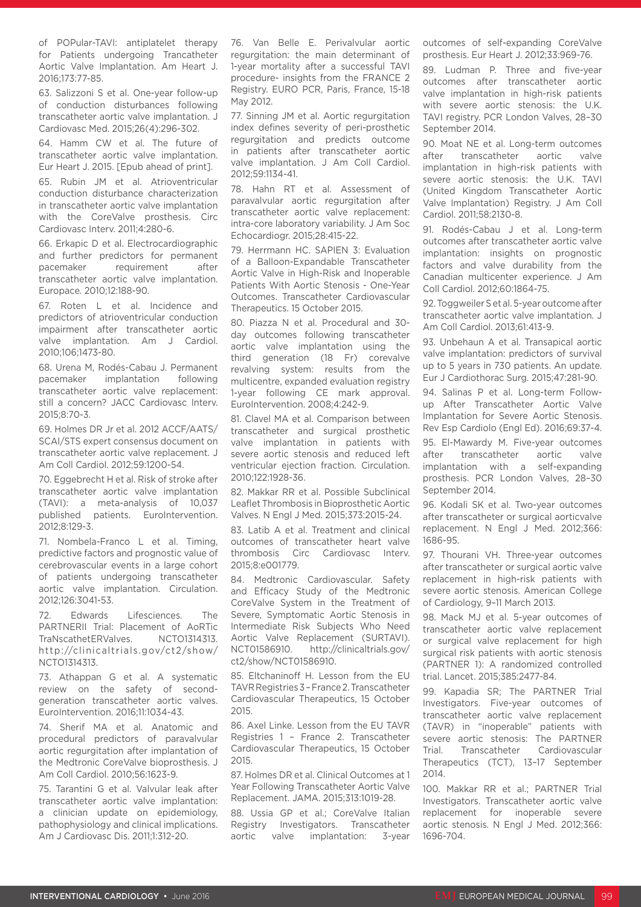of POPular-TAVI: antiplatelet therapy for Patients undergoing Trancatheter Aortic Valve Implantation. Am Heart J. 2016;173:77-85.

63. Salizzoni S et al. One-year follow-up of conduction disturbances following transcatheter aortic valve implantation. J Cardiovasc Med. 2015;26(4):296-302.

64. Hamm CW et al. The future of transcatheter aortic valve implantation. Eur Heart J. 2015. [Epub ahead of print].

65. Rubin JM et al. Atrioventricular conduction disturbance characterization in transcatheter aortic valve implantation with the CoreValve prosthesis. Circ Cardiovasc Interv. 2011;4:280-6.

66. Erkapic D et al. Electrocardiographic and further predictors for permanent pacemaker requirement after transcatheter aortic valve implantation. Europace. 2010;12:188-90.

67. Roten L et al. Incidence and predictors of atrioventricular conduction impairment after transcatheter aortic valve implantation. Am J Cardiol. 2010;106;1473-80.

68. Urena M, Rodés-Cabau J. Permanent pacemaker implantation following transcatheter aortic valve replacement: still a concern? JACC Cardiovasc Interv. 2015;8:70-3.

69. Holmes DR Jr et al. 2012 ACCF/AATS/SCAI/STS expert consensus document on transcatheter aortic valve replacement. J Am Coll Cardiol. 2012;59:1200-54.

70. Eggebrecht H et al. Risk of stroke after transcatheter aortic valve implantation (TAVI): a meta-analysis of 10,037 published patients. EuroIntervention. 2012;8:129-3.

71. Nombela-Franco L et al. Timing, predictive factors and prognostic value of cerebrovascular events in a large cohort of patients undergoing transcatheter aortic valve implantation. Circulation. 2012;126:3041-53.

72. Edwards Lifesciences. The PARTNERII Trial: Placement of AoRTic TraNscathetERValves. NCTO1314313. http://clinicaltrials.gov/ct2/show/NCTO1314313.

73. Athappan G et al. A systematic review on the safety of second-generation transcatheter aortic valves. EuroIntervention. 2016;11:1034-43.

74. Sherif MA et al. Anatomic and procedural predictors of paravalvular aortic regurgitation after implantation of the Medtronic CoreValve bioprosthesis. J Am Coll Cardiol. 2010;56:1623-9.

75. Tarantini G et al. Valvular leak after transcatheter aortic valve implantation: a clinician update on epidemiology, pathophysiology and clinical implications. Am J Cardiovasc Dis. 2011;1:312-20.

76. Van Belle E. Perivalvular aortic regurgitation: the main determinant of 1-year mortality after a successful TAVI procedure- insights from the FRANCE 2 Registry. EURO PCR, Paris, France, 15-18 May 2012.

77. Sinning JM et al. Aortic regurgitation index defines severity of peri-prosthetic regurgitation and predicts outcome in patients after transcatheter aortic valve implantation. J Am Coll Cardiol. 2012;59:1134-41.

78. Hahn RT et al. Assessment of paravalvular aortic regurgitation after transcatheter aortic valve replacement: intra-core laboratory variability. J Am Soc Echocardiogr. 2015;28:415-22.

79. Herrmann HC. SAPIEN 3: Evaluation of a Balloon-Expandable Transcatheter Aortic Valve in High-Risk and Inoperable Patients With Aortic Stenosis - One-Year Outcomes. Transcatheter Cardiovascular Therapeutics. 15 October 2015.

80. Piazza N et al. Procedural and 30-day outcomes following transcatheter aortic valve implantation using the third generation (18 Fr) corevalve revalving system: results from the multicentre, expanded evaluation registry 1-year following CE mark approval. EuroIntervention. 2008;4:242-9.

81. Clavel MA et al. Comparison between transcatheter and surgical prosthetic valve implantation in patients with severe aortic stenosis and reduced left ventricular ejection fraction. Circulation. 2010;122:1928-36.

82. Makkar RR et al. Possible Subclinical Leaflet Thrombosis in Bioprosthetic Aortic Valves. N Engl J Med. 2015;373:2015-24.

83. Latib A et al. Treatment and clinical outcomes of transcatheter heart valve thrombosis Circ Cardiovasc Interv. 2015;8:e001779.

84. Medtronic Cardiovascular. Safety and Efficacy Study of the Medtronic CoreValve System in the Treatment of Severe, Symptomatic Aortic Stenosis in Intermediate Risk Subjects Who Need Aortic Valve Replacement (SURTAVI). NCT01586910. http://clinicaltrials.gov/ct2/show/NCT01586910.

85. Eltchaninoff H. Lesson from the EU TAVR Registries 3 – France 2. Transcatheter Cardiovascular Therapeutics, 15 October 2015.

86. Axel Linke. Lesson from the EU TAVR Registries 1 – France 2. Transcatheter Cardiovascular Therapeutics, 15 October 2015.

87. Holmes DR et al. Clinical Outcomes at 1 Year Following Transcatheter Aortic Valve Replacement. JAMA. 2015;313:1019-28.

88. Ussia GP et al.; CoreValve Italian Registry Investigators. Transcatheter aortic valve implantation: 3-year outcomes of self-expanding CoreValve prosthesis. Eur Heart J. 2012;33:969-76.

89. Ludman P. Three and five-year outcomes after transcatheter aortic valve implantation in high-risk patients with severe aortic stenosis: the U.K. TAVI registry. PCR London Valves, 28–30 September 2014.

90. Moat NE et al. Long-term outcomes after transcatheter aortic valve implantation in high-risk patients with severe aortic stenosis: the U.K. TAVI (United Kingdom Transcatheter Aortic Valve Implantation) Registry. J Am Coll Cardiol. 2011;58:2130-8.

91. Rodés-Cabau J et al. Long-term outcomes after transcatheter aortic valve implantation: insights on prognostic factors and valve durability from the Canadian multicenter experience. J Am Coll Cardiol. 2012;60:1864-75.

92. Toggweiler S et al. 5-year outcome after transcatheter aortic valve implantation. J Am Coll Cardiol. 2013;61:413-9.

93. Unbehaun A et al. Transapical aortic valve implantation: predictors of survival up to 5 years in 730 patients. An update. Eur J Cardiothorac Surg. 2015;47:281-90.

94. Salinas P et al. Long-term Follow-up After Transcatheter Aortic Valve Implantation for Severe Aortic Stenosis. Rev Esp Cardiolo (Engl Ed). 2016;69:37-4.

95. El-Mawardy M. Five-year outcomes after transcatheter aortic valve implantation with a self-expanding prosthesis. PCR London Valves, 28–30 September 2014.

96. Kodali SK et al. Two-year outcomes after transcatheter or surgical aorticvalve replacement. N Engl J Med. 2012;366: 1686-95.

97. Thourani VH. Three-year outcomes after transcatheter or surgical aortic valve replacement in high-risk patients with severe aortic stenosis. American College of Cardiology, 9–11 March 2013.

98. Mack MJ et al. 5-year outcomes of transcatheter aortic valve replacement or surgical valve replacement for high surgical risk patients with aortic stenosis (PARTNER 1): A randomized controlled trial. Lancet. 2015;385:2477-84.

99. Kapadia SR; The PARTNER Trial Investigators. Five-year outcomes of transcatheter aortic valve replacement (TAVR) in "inoperable" patients with severe aortic stenosis: The PARTNER Trial. Transcatheter Cardiovascular Therapeutics (TCT), 13–17 September 2014.

100. Makkar RR et al.; PARTNER Trial Investigators. Transcatheter aortic valve replacement for inoperable severe aortic stenosis. N Engl J Med. 2012;366: 1696-704.